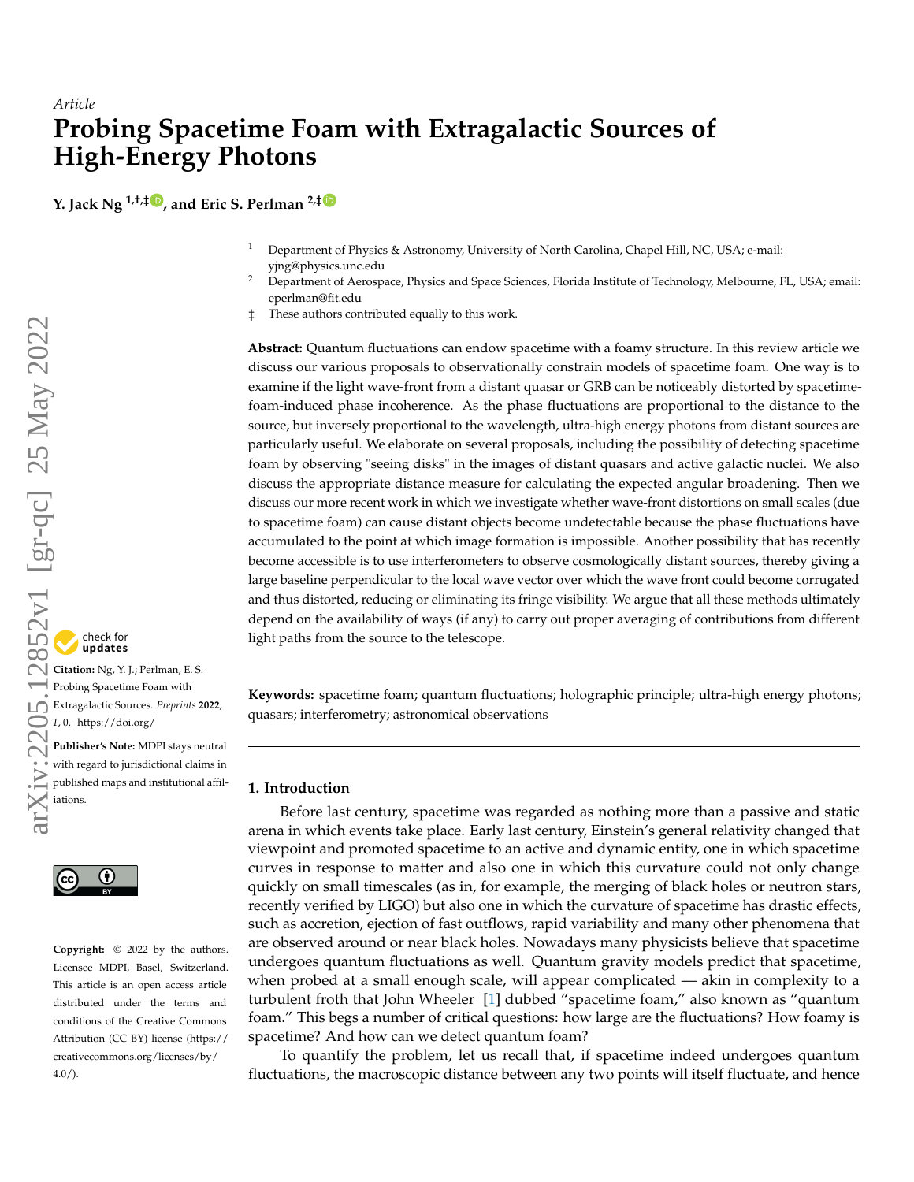*Article*

# Probing Spacetime Foam with Extragalactic Sources of High-Energy Photons

**Y. Jack Ng [1,†,‡], and Eric S. Perlman [2,‡]**

[1] Department of Physics & Astronomy, University of North Carolina, Chapel Hill, NC, USA; e-mail: yjng@physics.unc.edu
[2] Department of Aerospace, Physics and Space Sciences, Florida Institute of Technology, Melbourne, FL, USA; email: eperlman@fit.edu
‡ These authors contributed equally to this work.

**Abstract:** Quantum fluctuations can endow spacetime with a foamy structure. In this review article we discuss our various proposals to observationally constrain models of spacetime foam. One way is to examine if the light wave-front from a distant quasar or GRB can be noticeably distorted by spacetime-foam-induced phase incoherence. As the phase fluctuations are proportional to the distance to the source, but inversely proportional to the wavelength, ultra-high energy photons from distant sources are particularly useful. We elaborate on several proposals, including the possibility of detecting spacetime foam by observing "seeing disks" in the images of distant quasars and active galactic nuclei. We also discuss the appropriate distance measure for calculating the expected angular broadening. Then we discuss our more recent work in which we investigate whether wave-front distortions on small scales (due to spacetime foam) can cause distant objects become undetectable because the phase fluctuations have accumulated to the point at which image formation is impossible. Another possibility that has recently become accessible is to use interferometers to observe cosmologically distant sources, thereby giving a large baseline perpendicular to the local wave vector over which the wave front could become corrugated and thus distorted, reducing or eliminating its fringe visibility. We argue that all these methods ultimately depend on the availability of ways (if any) to carry out proper averaging of contributions from different light paths from the source to the telescope.

**Keywords:** spacetime foam; quantum fluctuations; holographic principle; ultra-high energy photons; quasars; interferometry; astronomical observations

**Citation:** Ng, Y. J.; Perlman, E. S. Probing Spacetime Foam with Extragalactic Sources. *Preprints* **2022**, *1*, 0. https://doi.org/

**Publisher's Note:** MDPI stays neutral with regard to jurisdictional claims in published maps and institutional affiliations.

**Copyright:** © 2022 by the authors. Licensee MDPI, Basel, Switzerland. This article is an open access article distributed under the terms and conditions of the Creative Commons Attribution (CC BY) license (https://creativecommons.org/licenses/by/4.0/).

## 1. Introduction

Before last century, spacetime was regarded as nothing more than a passive and static arena in which events take place. Early last century, Einstein's general relativity changed that viewpoint and promoted spacetime to an active and dynamic entity, one in which spacetime curves in response to matter and also one in which this curvature could not only change quickly on small timescales (as in, for example, the merging of black holes or neutron stars, recently verified by LIGO) but also one in which the curvature of spacetime has drastic effects, such as accretion, ejection of fast outflows, rapid variability and many other phenomena that are observed around or near black holes. Nowadays many physicists believe that spacetime undergoes quantum fluctuations as well. Quantum gravity models predict that spacetime, when probed at a small enough scale, will appear complicated — akin in complexity to a turbulent froth that John Wheeler [1] dubbed "spacetime foam," also known as "quantum foam." This begs a number of critical questions: how large are the fluctuations? How foamy is spacetime? And how can we detect quantum foam?

To quantify the problem, let us recall that, if spacetime indeed undergoes quantum fluctuations, the macroscopic distance between any two points will itself fluctuate, and hence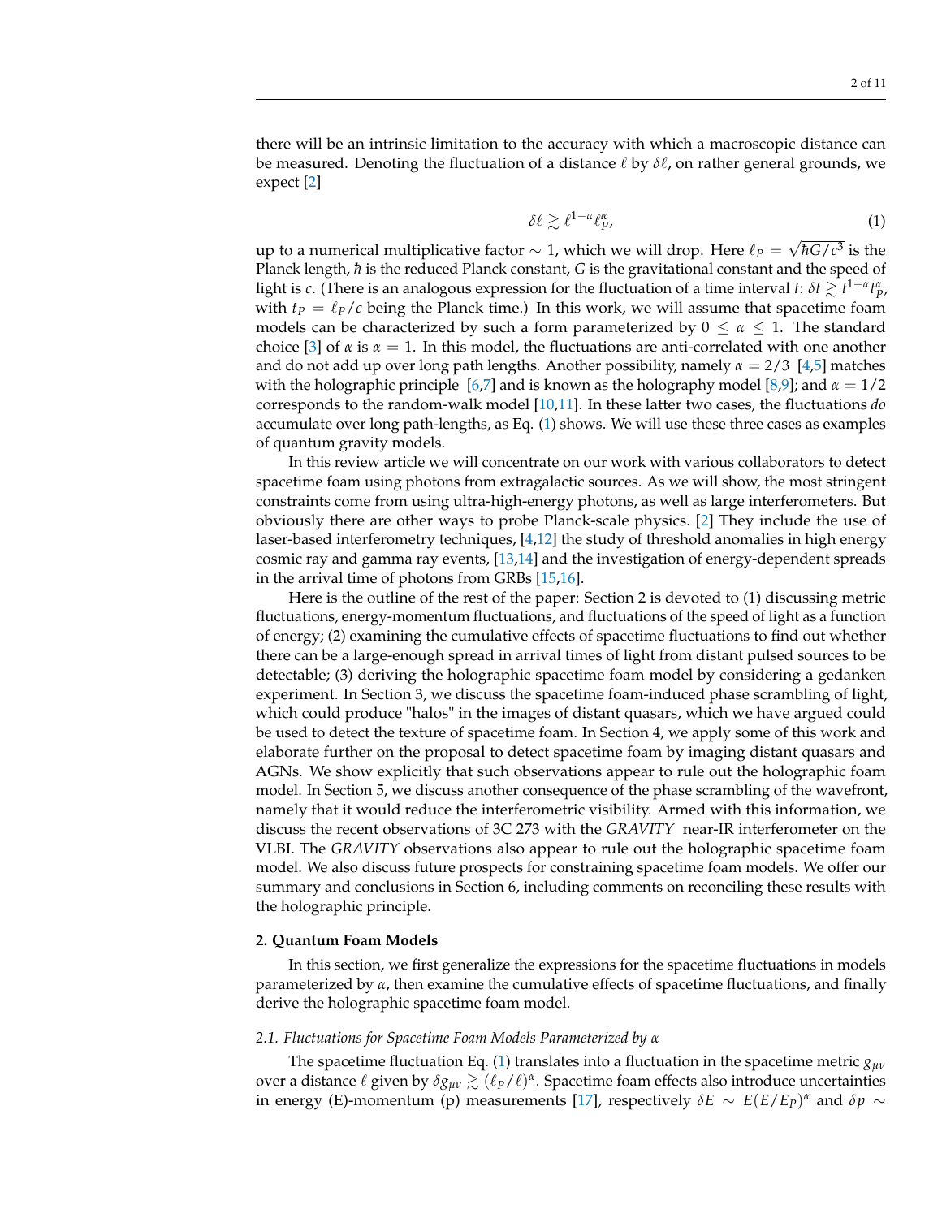there will be an intrinsic limitation to the accuracy with which a macroscopic distance can be measured. Denoting the fluctuation of a distance $\ell$ by $\delta\ell$, on rather general grounds, we expect [2]

$$\delta\ell \gtrsim \ell^{1-\alpha}\ell_P^{\alpha}, \tag{1}$$

up to a numerical multiplicative factor $\sim 1$, which we will drop. Here $\ell_P = \sqrt{\hbar G/c^3}$ is the Planck length, $\hbar$ is the reduced Planck constant, $G$ is the gravitational constant and the speed of light is $c$. (There is an analogous expression for the fluctuation of a time interval $t$: $\delta t \gtrsim t^{1-\alpha}t_P^{\alpha}$, with $t_P = \ell_P/c$ being the Planck time.) In this work, we will assume that spacetime foam models can be characterized by such a form parameterized by $0 \leq \alpha \leq 1$. The standard choice [3] of $\alpha$ is $\alpha = 1$. In this model, the fluctuations are anti-correlated with one another and do not add up over long path lengths. Another possibility, namely $\alpha = 2/3$ [4,5] matches with the holographic principle [6,7] and is known as the holography model [8,9]; and $\alpha = 1/2$ corresponds to the random-walk model [10,11]. In these latter two cases, the fluctuations *do* accumulate over long path-lengths, as Eq. (1) shows. We will use these three cases as examples of quantum gravity models.

In this review article we will concentrate on our work with various collaborators to detect spacetime foam using photons from extragalactic sources. As we will show, the most stringent constraints come from using ultra-high-energy photons, as well as large interferometers. But obviously there are other ways to probe Planck-scale physics. [2] They include the use of laser-based interferometry techniques, [4,12] the study of threshold anomalies in high energy cosmic ray and gamma ray events, [13,14] and the investigation of energy-dependent spreads in the arrival time of photons from GRBs [15,16].

Here is the outline of the rest of the paper: Section 2 is devoted to (1) discussing metric fluctuations, energy-momentum fluctuations, and fluctuations of the speed of light as a function of energy; (2) examining the cumulative effects of spacetime fluctuations to find out whether there can be a large-enough spread in arrival times of light from distant pulsed sources to be detectable; (3) deriving the holographic spacetime foam model by considering a gedanken experiment. In Section 3, we discuss the spacetime foam-induced phase scrambling of light, which could produce "halos" in the images of distant quasars, which we have argued could be used to detect the texture of spacetime foam. In Section 4, we apply some of this work and elaborate further on the proposal to detect spacetime foam by imaging distant quasars and AGNs. We show explicitly that such observations appear to rule out the holographic foam model. In Section 5, we discuss another consequence of the phase scrambling of the wavefront, namely that it would reduce the interferometric visibility. Armed with this information, we discuss the recent observations of 3C 273 with the *GRAVITY* near-IR interferometer on the VLBI. The *GRAVITY* observations also appear to rule out the holographic spacetime foam model. We also discuss future prospects for constraining spacetime foam models. We offer our summary and conclusions in Section 6, including comments on reconciling these results with the holographic principle.

## 2. Quantum Foam Models

In this section, we first generalize the expressions for the spacetime fluctuations in models parameterized by $\alpha$, then examine the cumulative effects of spacetime fluctuations, and finally derive the holographic spacetime foam model.

### 2.1. Fluctuations for Spacetime Foam Models Parameterized by $\alpha$

The spacetime fluctuation Eq. (1) translates into a fluctuation in the spacetime metric $g_{\mu\nu}$ over a distance $\ell$ given by $\delta g_{\mu\nu} \gtrsim (\ell_P/\ell)^{\alpha}$. Spacetime foam effects also introduce uncertainties in energy ($E$)-momentum ($p$) measurements [17], respectively $\delta E \sim E(E/E_P)^{\alpha}$ and $\delta p \sim$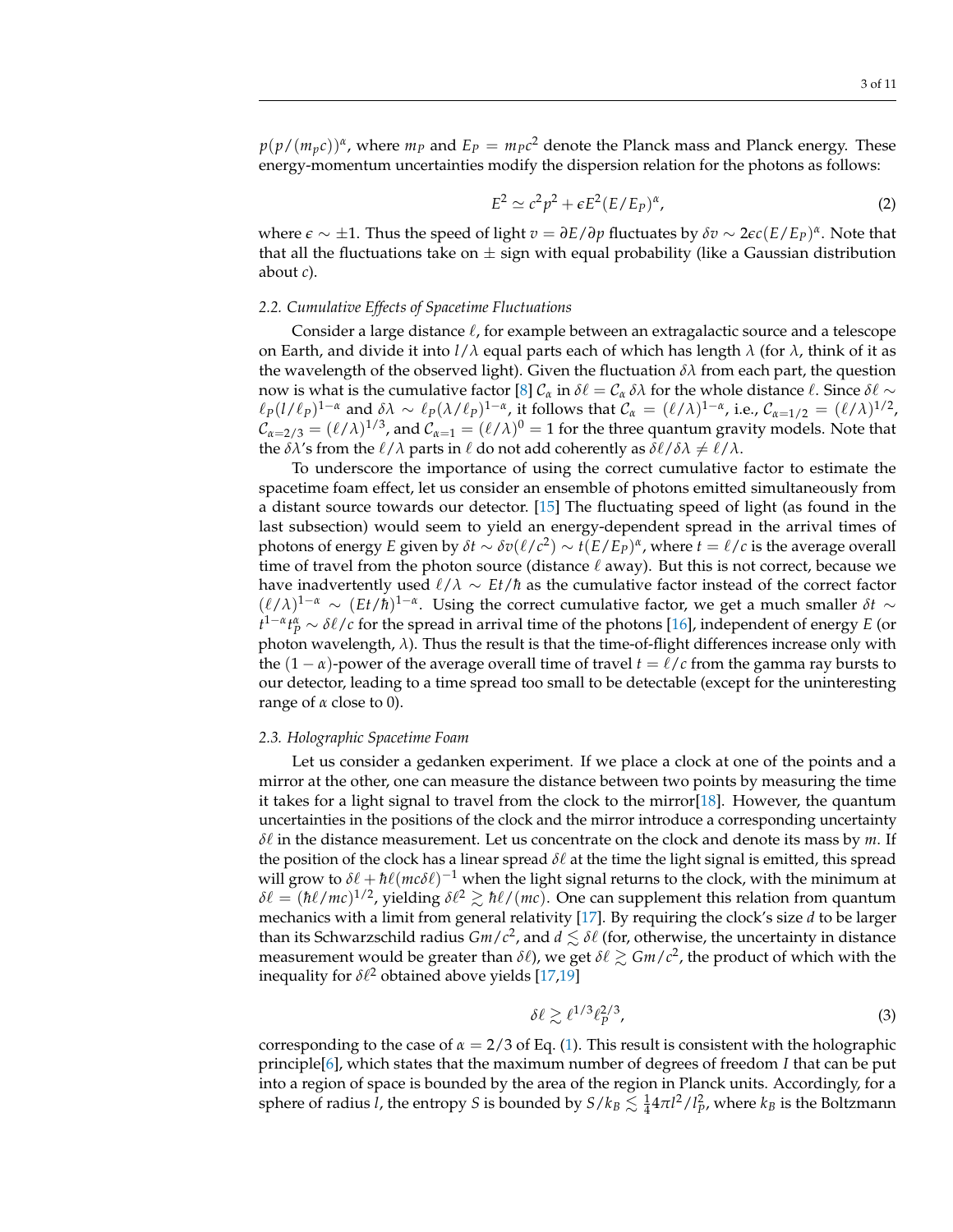$p(p/(m_p c))^\alpha$, where $m_P$ and $E_P = m_P c^2$ denote the Planck mass and Planck energy. These energy-momentum uncertainties modify the dispersion relation for the photons as follows:

$$E^2 \simeq c^2 p^2 + \epsilon E^2 (E/E_P)^\alpha, \tag{2}$$

where $\epsilon \sim \pm 1$. Thus the speed of light $v = \partial E/\partial p$ fluctuates by $\delta v \sim 2\epsilon c (E/E_P)^\alpha$. Note that that all the fluctuations take on $\pm$ sign with equal probability (like a Gaussian distribution about $c$).

### 2.2. Cumulative Effects of Spacetime Fluctuations

Consider a large distance $\ell$, for example between an extragalactic source and a telescope on Earth, and divide it into $l/\lambda$ equal parts each of which has length $\lambda$ (for $\lambda$, think of it as the wavelength of the observed light). Given the fluctuation $\delta\lambda$ from each part, the question now is what is the cumulative factor [8] $\mathcal{C}_\alpha$ in $\delta\ell = \mathcal{C}_\alpha \, \delta\lambda$ for the whole distance $\ell$. Since $\delta\ell \sim \ell_P (l/\ell_P)^{1-\alpha}$ and $\delta\lambda \sim \ell_P (\lambda/\ell_P)^{1-\alpha}$, it follows that $\mathcal{C}_\alpha = (\ell/\lambda)^{1-\alpha}$, i.e., $\mathcal{C}_{\alpha=1/2} = (\ell/\lambda)^{1/2}$, $\mathcal{C}_{\alpha=2/3} = (\ell/\lambda)^{1/3}$, and $\mathcal{C}_{\alpha=1} = (\ell/\lambda)^0 = 1$ for the three quantum gravity models. Note that the $\delta\lambda$'s from the $\ell/\lambda$ parts in $\ell$ do not add coherently as $\delta\ell/\delta\lambda \neq \ell/\lambda$.

To underscore the importance of using the correct cumulative factor to estimate the spacetime foam effect, let us consider an ensemble of photons emitted simultaneously from a distant source towards our detector. [15] The fluctuating speed of light (as found in the last subsection) would seem to yield an energy-dependent spread in the arrival times of photons of energy $E$ given by $\delta t \sim \delta v (\ell/c^2) \sim t (E/E_P)^\alpha$, where $t = \ell/c$ is the average overall time of travel from the photon source (distance $\ell$ away). But this is not correct, because we have inadvertently used $\ell/\lambda \sim Et/\hbar$ as the cumulative factor instead of the correct factor $(\ell/\lambda)^{1-\alpha} \sim (Et/\hbar)^{1-\alpha}$. Using the correct cumulative factor, we get a much smaller $\delta t \sim t^{1-\alpha} t_P^\alpha \sim \delta\ell/c$ for the spread in arrival time of the photons [16], independent of energy $E$ (or photon wavelength, $\lambda$). Thus the result is that the time-of-flight differences increase only with the $(1-\alpha)$-power of the average overall time of travel $t = \ell/c$ from the gamma ray bursts to our detector, leading to a time spread too small to be detectable (except for the uninteresting range of $\alpha$ close to 0).

### 2.3. Holographic Spacetime Foam

Let us consider a gedanken experiment. If we place a clock at one of the points and a mirror at the other, one can measure the distance between two points by measuring the time it takes for a light signal to travel from the clock to the mirror[18]. However, the quantum uncertainties in the positions of the clock and the mirror introduce a corresponding uncertainty $\delta\ell$ in the distance measurement. Let us concentrate on the clock and denote its mass by $m$. If the position of the clock has a linear spread $\delta\ell$ at the time the light signal is emitted, this spread will grow to $\delta\ell + \hbar\ell(mc\delta\ell)^{-1}$ when the light signal returns to the clock, with the minimum at $\delta\ell = (\hbar\ell/mc)^{1/2}$, yielding $\delta\ell^2 \gtrsim \hbar\ell/(mc)$. One can supplement this relation from quantum mechanics with a limit from general relativity [17]. By requiring the clock's size $d$ to be larger than its Schwarzschild radius $Gm/c^2$, and $d \lesssim \delta\ell$ (for, otherwise, the uncertainty in distance measurement would be greater than $\delta\ell$), we get $\delta\ell \gtrsim Gm/c^2$, the product of which with the inequality for $\delta\ell^2$ obtained above yields [17,19]

$$\delta\ell \gtrsim \ell^{1/3} \ell_P^{2/3}, \tag{3}$$

corresponding to the case of $\alpha = 2/3$ of Eq. (1). This result is consistent with the holographic principle[6], which states that the maximum number of degrees of freedom $I$ that can be put into a region of space is bounded by the area of the region in Planck units. Accordingly, for a sphere of radius $l$, the entropy $S$ is bounded by $S/k_B \lesssim \frac{1}{4} 4\pi l^2/l_P^2$, where $k_B$ is the Boltzmann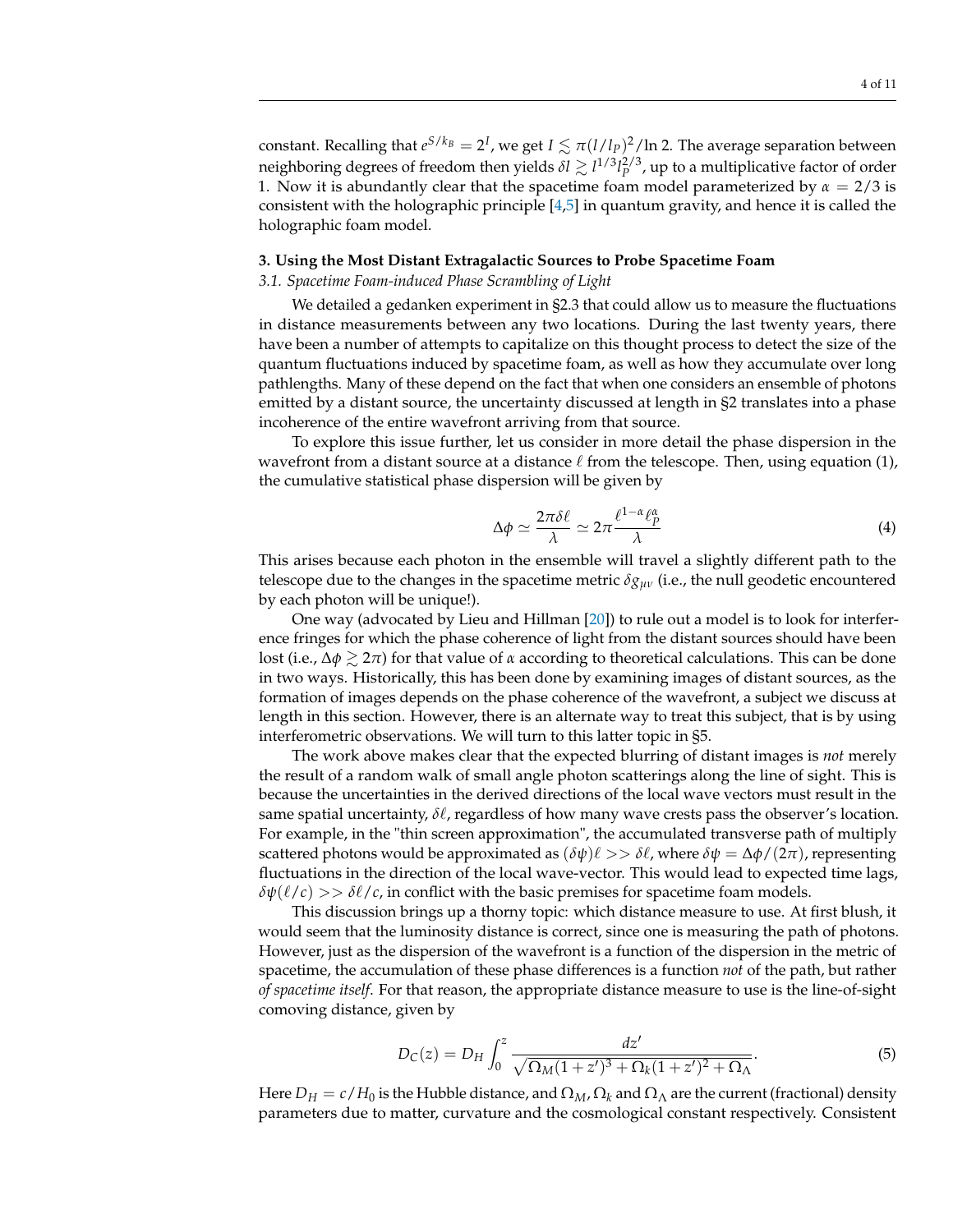constant. Recalling that $e^{S/k_B} = 2^I$, we get $I \lesssim \pi(l/l_P)^2/\ln 2$. The average separation between neighboring degrees of freedom then yields $\delta l \gtrsim l^{1/3} l_P^{2/3}$, up to a multiplicative factor of order 1. Now it is abundantly clear that the spacetime foam model parameterized by $\alpha = 2/3$ is consistent with the holographic principle [4,5] in quantum gravity, and hence it is called the holographic foam model.

## 3. Using the Most Distant Extragalactic Sources to Probe Spacetime Foam

### *3.1. Spacetime Foam-induced Phase Scrambling of Light*

We detailed a gedanken experiment in §2.3 that could allow us to measure the fluctuations in distance measurements between any two locations. During the last twenty years, there have been a number of attempts to capitalize on this thought process to detect the size of the quantum fluctuations induced by spacetime foam, as well as how they accumulate over long pathlengths. Many of these depend on the fact that when one considers an ensemble of photons emitted by a distant source, the uncertainty discussed at length in §2 translates into a phase incoherence of the entire wavefront arriving from that source.

To explore this issue further, let us consider in more detail the phase dispersion in the wavefront from a distant source at a distance $\ell$ from the telescope. Then, using equation (1), the cumulative statistical phase dispersion will be given by

$$\Delta\phi \simeq \frac{2\pi\delta\ell}{\lambda} \simeq 2\pi \frac{\ell^{1-\alpha}\ell_P^{\alpha}}{\lambda} \tag{4}$$

This arises because each photon in the ensemble will travel a slightly different path to the telescope due to the changes in the spacetime metric $\delta g_{\mu\nu}$ (i.e., the null geodetic encountered by each photon will be unique!).

One way (advocated by Lieu and Hillman [20]) to rule out a model is to look for interference fringes for which the phase coherence of light from the distant sources should have been lost (i.e., $\Delta\phi \gtrsim 2\pi$) for that value of $\alpha$ according to theoretical calculations. This can be done in two ways. Historically, this has been done by examining images of distant sources, as the formation of images depends on the phase coherence of the wavefront, a subject we discuss at length in this section. However, there is an alternate way to treat this subject, that is by using interferometric observations. We will turn to this latter topic in §5.

The work above makes clear that the expected blurring of distant images is *not* merely the result of a random walk of small angle photon scatterings along the line of sight. This is because the uncertainties in the derived directions of the local wave vectors must result in the same spatial uncertainty, $\delta\ell$, regardless of how many wave crests pass the observer's location. For example, in the "thin screen approximation", the accumulated transverse path of multiply scattered photons would be approximated as $(\delta\psi)\ell >> \delta\ell$, where $\delta\psi = \Delta\phi/(2\pi)$, representing fluctuations in the direction of the local wave-vector. This would lead to expected time lags, $\delta\psi(\ell/c) >> \delta\ell/c$, in conflict with the basic premises for spacetime foam models.

This discussion brings up a thorny topic: which distance measure to use. At first blush, it would seem that the luminosity distance is correct, since one is measuring the path of photons. However, just as the dispersion of the wavefront is a function of the dispersion in the metric of spacetime, the accumulation of these phase differences is a function *not* of the path, but rather *of spacetime itself*. For that reason, the appropriate distance measure to use is the line-of-sight comoving distance, given by

$$D_C(z) = D_H \int_0^z \frac{dz'}{\sqrt{\Omega_M(1+z')^3 + \Omega_k(1+z')^2 + \Omega_\Lambda}}. \tag{5}$$

Here $D_H = c/H_0$ is the Hubble distance, and $\Omega_M$, $\Omega_k$ and $\Omega_\Lambda$ are the current (fractional) density parameters due to matter, curvature and the cosmological constant respectively. Consistent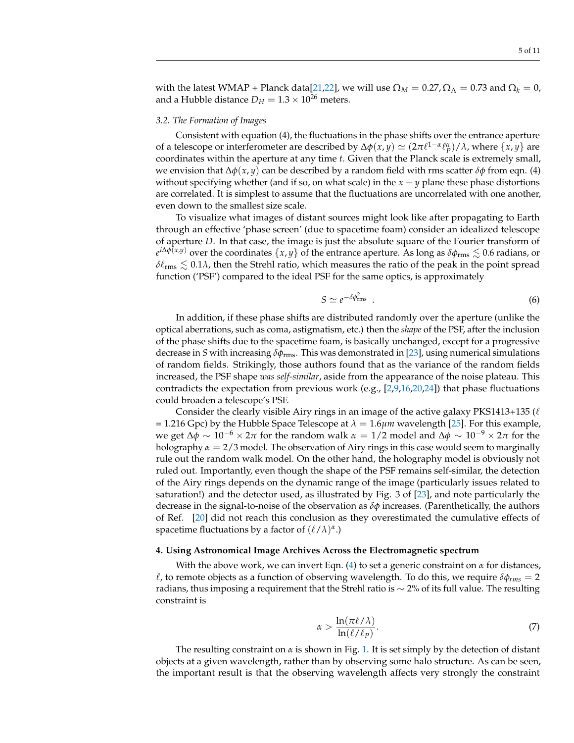with the latest WMAP + Planck data[21,22], we will use $\Omega_M = 0.27, \Omega_\Lambda = 0.73$ and $\Omega_k = 0$, and a Hubble distance $D_H = 1.3 \times 10^{26}$ meters.

### 3.2. The Formation of Images

Consistent with equation (4), the fluctuations in the phase shifts over the entrance aperture of a telescope or interferometer are described by $\Delta\phi(x,y) \simeq (2\pi\ell^{1-\alpha}\ell_P^{\alpha})/\lambda$, where $\{x,y\}$ are coordinates within the aperture at any time $t$. Given that the Planck scale is extremely small, we envision that $\Delta\phi(x,y)$ can be described by a random field with rms scatter $\delta\phi$ from eqn. (4) without specifying whether (and if so, on what scale) in the $x-y$ plane these phase distortions are correlated. It is simplest to assume that the fluctuations are uncorrelated with one another, even down to the smallest size scale.

To visualize what images of distant sources might look like after propagating to Earth through an effective 'phase screen' (due to spacetime foam) consider an idealized telescope of aperture $D$. In that case, the image is just the absolute square of the Fourier transform of $e^{i\Delta\phi(x,y)}$ over the coordinates $\{x,y\}$ of the entrance aperture. As long as $\delta\phi_{\rm rms} \lesssim 0.6$ radians, or $\delta\ell_{\rm rms} \lesssim 0.1\lambda$, then the Strehl ratio, which measures the ratio of the peak in the point spread function ('PSF') compared to the ideal PSF for the same optics, is approximately

$$S \simeq e^{-\delta\phi_{\rm rms}^2} \quad . \tag{6}$$

In addition, if these phase shifts are distributed randomly over the aperture (unlike the optical aberrations, such as coma, astigmatism, etc.) then the *shape* of the PSF, after the inclusion of the phase shifts due to the spacetime foam, is basically unchanged, except for a progressive decrease in $S$ with increasing $\delta\phi_{\rm rms}$. This was demonstrated in [23], using numerical simulations of random fields. Strikingly, those authors found that as the variance of the random fields increased, the PSF shape *was self-similar*, aside from the appearance of the noise plateau. This contradicts the expectation from previous work (e.g., [2,9,16,20,24]) that phase fluctuations could broaden a telescope's PSF.

Consider the clearly visible Airy rings in an image of the active galaxy PKS1413+135 ($\ell$ = 1.216 Gpc) by the Hubble Space Telescope at $\lambda = 1.6\mu m$ wavelength [25]. For this example, we get $\Delta\phi \sim 10^{-6} \times 2\pi$ for the random walk $\alpha = 1/2$ model and $\Delta\phi \sim 10^{-9} \times 2\pi$ for the holography $\alpha = 2/3$ model. The observation of Airy rings in this case would seem to marginally rule out the random walk model. On the other hand, the holography model is obviously not ruled out. Importantly, even though the shape of the PSF remains self-similar, the detection of the Airy rings depends on the dynamic range of the image (particularly issues related to saturation!) and the detector used, as illustrated by Fig. 3 of [23], and note particularly the decrease in the signal-to-noise of the observation as $\delta\phi$ increases. (Parenthetically, the authors of Ref. [20] did not reach this conclusion as they overestimated the cumulative effects of spacetime fluctuations by a factor of $(\ell/\lambda)^{\alpha}$.)

## 4. Using Astronomical Image Archives Across the Electromagnetic spectrum

With the above work, we can invert Eqn. (4) to set a generic constraint on $\alpha$ for distances, $\ell$, to remote objects as a function of observing wavelength. To do this, we require $\delta\phi_{rms} = 2$ radians, thus imposing a requirement that the Strehl ratio is $\sim 2\%$ of its full value. The resulting constraint is

$$\alpha > \frac{\ln(\pi\ell/\lambda)}{\ln(\ell/\ell_P)}. \tag{7}$$

The resulting constraint on $\alpha$ is shown in Fig. 1. It is set simply by the detection of distant objects at a given wavelength, rather than by observing some halo structure. As can be seen, the important result is that the observing wavelength affects very strongly the constraint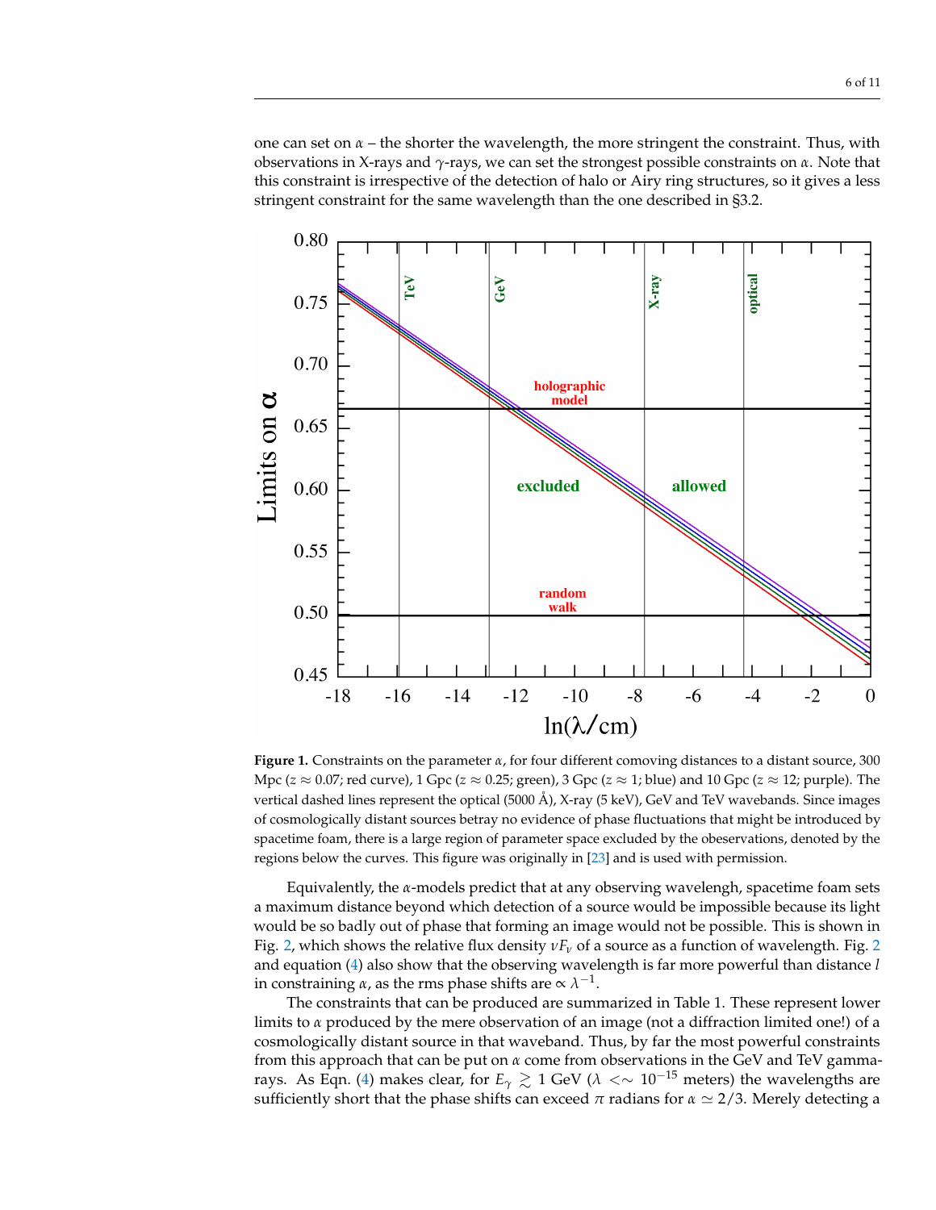one can set on $\alpha$ – the shorter the wavelength, the more stringent the constraint. Thus, with observations in X-rays and $\gamma$-rays, we can set the strongest possible constraints on $\alpha$. Note that this constraint is irrespective of the detection of halo or Airy ring structures, so it gives a less stringent constraint for the same wavelength than the one described in §3.2.

**Figure 1.** Constraints on the parameter $\alpha$, for four different comoving distances to a distant source, 300 Mpc ($z \approx 0.07$; red curve), 1 Gpc ($z \approx 0.25$; green), 3 Gpc ($z \approx 1$; blue) and 10 Gpc ($z \approx 12$; purple). The vertical dashed lines represent the optical (5000 Å), X-ray (5 keV), GeV and TeV wavebands. Since images of cosmologically distant sources betray no evidence of phase fluctuations that might be introduced by spacetime foam, there is a large region of parameter space excluded by the obeservations, denoted by the regions below the curves. This figure was originally in [23] and is used with permission.

Equivalently, the $\alpha$-models predict that at any observing wavelengh, spacetime foam sets a maximum distance beyond which detection of a source would be impossible because its light would be so badly out of phase that forming an image would not be possible. This is shown in Fig. 2, which shows the relative flux density $\nu F_\nu$ of a source as a function of wavelength. Fig. 2 and equation (4) also show that the observing wavelength is far more powerful than distance $l$ in constraining $\alpha$, as the rms phase shifts are $\propto \lambda^{-1}$.

The constraints that can be produced are summarized in Table 1. These represent lower limits to $\alpha$ produced by the mere observation of an image (not a diffraction limited one!) of a cosmologically distant source in that waveband. Thus, by far the most powerful constraints from this approach that can be put on $\alpha$ come from observations in the GeV and TeV gamma-rays. As Eqn. (4) makes clear, for $E_\gamma \gtrsim 1$ GeV ($\lambda <\sim 10^{-15}$ meters) the wavelengths are sufficiently short that the phase shifts can exceed $\pi$ radians for $\alpha \simeq 2/3$. Merely detecting a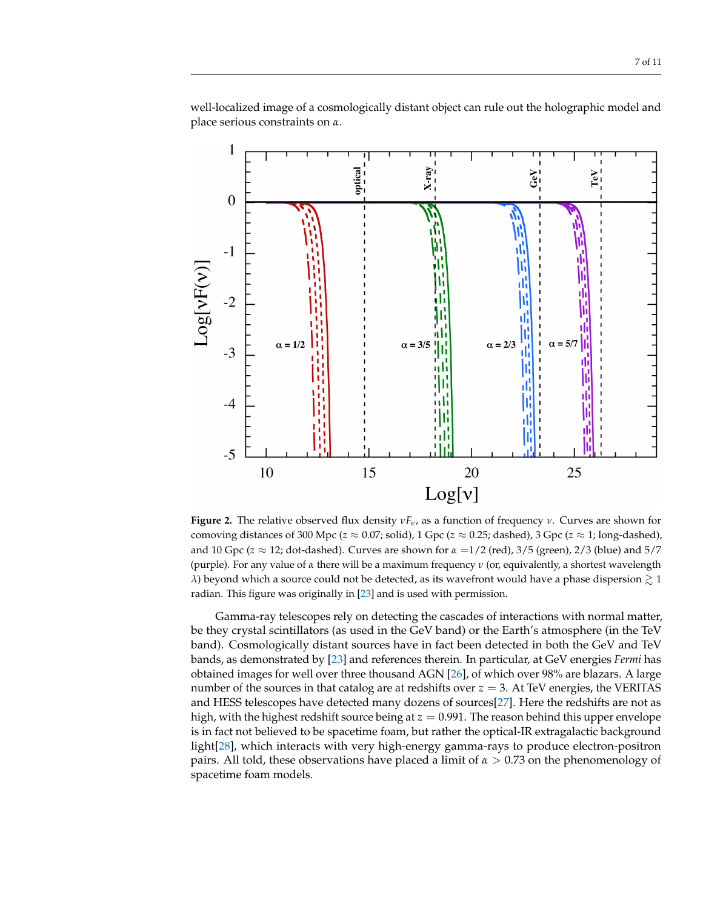well-localized image of a cosmologically distant object can rule out the holographic model and place serious constraints on $\alpha$.

**Figure 2.** The relative observed flux density $\nu F_\nu$, as a function of frequency $\nu$. Curves are shown for comoving distances of 300 Mpc ($z \approx 0.07$; solid), 1 Gpc ($z \approx 0.25$; dashed), 3 Gpc ($z \approx 1$; long-dashed), and 10 Gpc ($z \approx 12$; dot-dashed). Curves are shown for $\alpha = 1/2$ (red), 3/5 (green), 2/3 (blue) and 5/7 (purple). For any value of $\alpha$ there will be a maximum frequency $\nu$ (or, equivalently, a shortest wavelength $\lambda$) beyond which a source could not be detected, as its wavefront would have a phase dispersion $\gtrsim 1$ radian. This figure was originally in [23] and is used with permission.

Gamma-ray telescopes rely on detecting the cascades of interactions with normal matter, be they crystal scintillators (as used in the GeV band) or the Earth's atmosphere (in the TeV band). Cosmologically distant sources have in fact been detected in both the GeV and TeV bands, as demonstrated by [23] and references therein. In particular, at GeV energies *Fermi* has obtained images for well over three thousand AGN [26], of which over 98% are blazars. A large number of the sources in that catalog are at redshifts over $z = 3$. At TeV energies, the VERITAS and HESS telescopes have detected many dozens of sources[27]. Here the redshifts are not as high, with the highest redshift source being at $z = 0.991$. The reason behind this upper envelope is in fact not believed to be spacetime foam, but rather the optical-IR extragalactic background light[28], which interacts with very high-energy gamma-rays to produce electron-positron pairs. All told, these observations have placed a limit of $\alpha > 0.73$ on the phenomenology of spacetime foam models.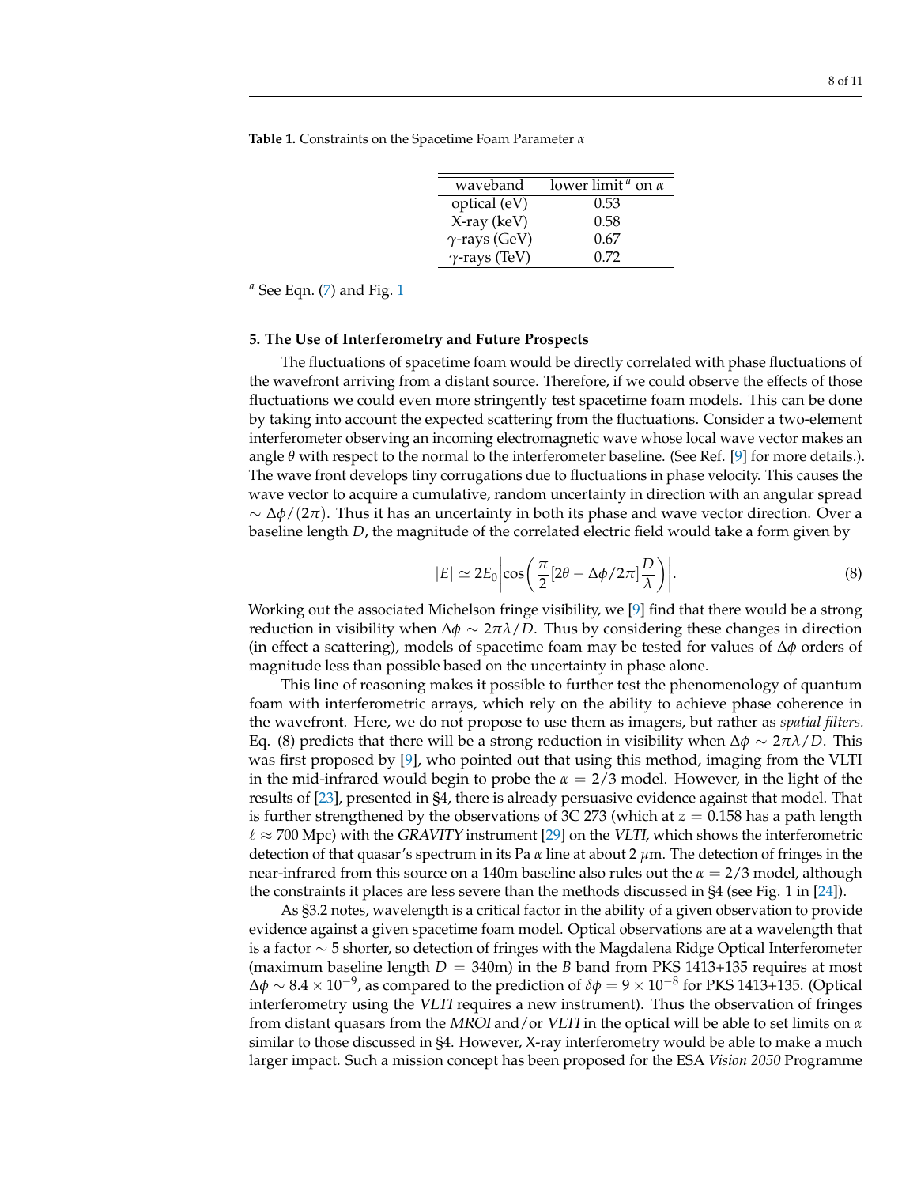**Table 1.** Constraints on the Spacetime Foam Parameter $\alpha$

| waveband | lower limit [a] on $\alpha$ |
|---|---|
| optical (eV) | 0.53 |
| X-ray (keV) | 0.58 |
| $\gamma$-rays (GeV) | 0.67 |
| $\gamma$-rays (TeV) | 0.72 |

[a] See Eqn. (7) and Fig. 1

## 5. The Use of Interferometry and Future Prospects

The fluctuations of spacetime foam would be directly correlated with phase fluctuations of the wavefront arriving from a distant source. Therefore, if we could observe the effects of those fluctuations we could even more stringently test spacetime foam models. This can be done by taking into account the expected scattering from the fluctuations. Consider a two-element interferometer observing an incoming electromagnetic wave whose local wave vector makes an angle $\theta$ with respect to the normal to the interferometer baseline. (See Ref. [9] for more details.). The wave front develops tiny corrugations due to fluctuations in phase velocity. This causes the wave vector to acquire a cumulative, random uncertainty in direction with an angular spread $\sim \Delta\phi/(2\pi)$. Thus it has an uncertainty in both its phase and wave vector direction. Over a baseline length $D$, the magnitude of the correlated electric field would take a form given by

$$|E| \simeq 2E_0 \left| \cos\left( \frac{\pi}{2} [2\theta - \Delta\phi/2\pi] \frac{D}{\lambda} \right) \right|. \tag{8}$$

Working out the associated Michelson fringe visibility, we [9] find that there would be a strong reduction in visibility when $\Delta\phi \sim 2\pi\lambda/D$. Thus by considering these changes in direction (in effect a scattering), models of spacetime foam may be tested for values of $\Delta\phi$ orders of magnitude less than possible based on the uncertainty in phase alone.

This line of reasoning makes it possible to further test the phenomenology of quantum foam with interferometric arrays, which rely on the ability to achieve phase coherence in the wavefront. Here, we do not propose to use them as imagers, but rather as *spatial filters.* Eq. (8) predicts that there will be a strong reduction in visibility when $\Delta\phi \sim 2\pi\lambda/D$. This was first proposed by [9], who pointed out that using this method, imaging from the VLTI in the mid-infrared would begin to probe the $\alpha = 2/3$ model. However, in the light of the results of [23], presented in §4, there is already persuasive evidence against that model. That is further strengthened by the observations of 3C 273 (which at $z = 0.158$ has a path length $\ell \approx 700$ Mpc) with the *GRAVITY* instrument [29] on the *VLTI*, which shows the interferometric detection of that quasar's spectrum in its Pa $\alpha$ line at about 2 $\mu$m. The detection of fringes in the near-infrared from this source on a 140m baseline also rules out the $\alpha = 2/3$ model, although the constraints it places are less severe than the methods discussed in §4 (see Fig. 1 in [24]).

As §3.2 notes, wavelength is a critical factor in the ability of a given observation to provide evidence against a given spacetime foam model. Optical observations are at a wavelength that is a factor $\sim 5$ shorter, so detection of fringes with the Magdalena Ridge Optical Interferometer (maximum baseline length $D = 340$m) in the $B$ band from PKS 1413+135 requires at most $\Delta\phi \sim 8.4 \times 10^{-9}$, as compared to the prediction of $\delta\phi = 9 \times 10^{-8}$ for PKS 1413+135. (Optical interferometry using the *VLTI* requires a new instrument). Thus the observation of fringes from distant quasars from the *MROI* and/or *VLTI* in the optical will be able to set limits on $\alpha$ similar to those discussed in §4. However, X-ray interferometry would be able to make a much larger impact. Such a mission concept has been proposed for the ESA *Vision 2050* Programme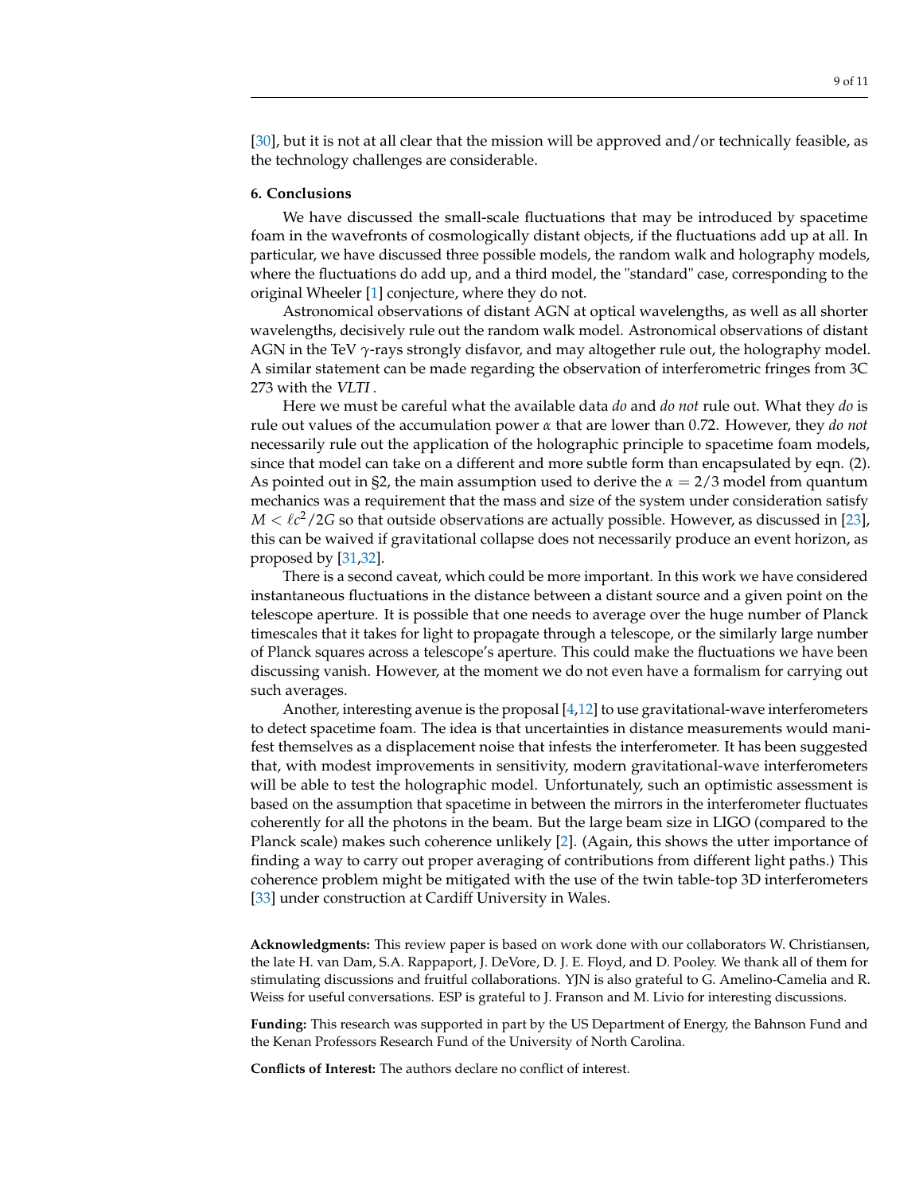[30], but it is not at all clear that the mission will be approved and/or technically feasible, as the technology challenges are considerable.

## 6. Conclusions

We have discussed the small-scale fluctuations that may be introduced by spacetime foam in the wavefronts of cosmologically distant objects, if the fluctuations add up at all. In particular, we have discussed three possible models, the random walk and holography models, where the fluctuations do add up, and a third model, the "standard" case, corresponding to the original Wheeler [1] conjecture, where they do not.

Astronomical observations of distant AGN at optical wavelengths, as well as all shorter wavelengths, decisively rule out the random walk model. Astronomical observations of distant AGN in the TeV $\gamma$-rays strongly disfavor, and may altogether rule out, the holography model. A similar statement can be made regarding the observation of interferometric fringes from 3C 273 with the *VLTI*.

Here we must be careful what the available data *do* and *do not* rule out. What they *do* is rule out values of the accumulation power $\alpha$ that are lower than 0.72. However, they *do not* necessarily rule out the application of the holographic principle to spacetime foam models, since that model can take on a different and more subtle form than encapsulated by eqn. (2). As pointed out in §2, the main assumption used to derive the $\alpha = 2/3$ model from quantum mechanics was a requirement that the mass and size of the system under consideration satisfy $M < \ell c^2/2G$ so that outside observations are actually possible. However, as discussed in [23], this can be waived if gravitational collapse does not necessarily produce an event horizon, as proposed by [31,32].

There is a second caveat, which could be more important. In this work we have considered instantaneous fluctuations in the distance between a distant source and a given point on the telescope aperture. It is possible that one needs to average over the huge number of Planck timescales that it takes for light to propagate through a telescope, or the similarly large number of Planck squares across a telescope's aperture. This could make the fluctuations we have been discussing vanish. However, at the moment we do not even have a formalism for carrying out such averages.

Another, interesting avenue is the proposal [4,12] to use gravitational-wave interferometers to detect spacetime foam. The idea is that uncertainties in distance measurements would manifest themselves as a displacement noise that infests the interferometer. It has been suggested that, with modest improvements in sensitivity, modern gravitational-wave interferometers will be able to test the holographic model. Unfortunately, such an optimistic assessment is based on the assumption that spacetime in between the mirrors in the interferometer fluctuates coherently for all the photons in the beam. But the large beam size in LIGO (compared to the Planck scale) makes such coherence unlikely [2]. (Again, this shows the utter importance of finding a way to carry out proper averaging of contributions from different light paths.) This coherence problem might be mitigated with the use of the twin table-top 3D interferometers [33] under construction at Cardiff University in Wales.

**Acknowledgments:** This review paper is based on work done with our collaborators W. Christiansen, the late H. van Dam, S.A. Rappaport, J. DeVore, D. J. E. Floyd, and D. Pooley. We thank all of them for stimulating discussions and fruitful collaborations. YJN is also grateful to G. Amelino-Camelia and R. Weiss for useful conversations. ESP is grateful to J. Franson and M. Livio for interesting discussions.

**Funding:** This research was supported in part by the US Department of Energy, the Bahnson Fund and the Kenan Professors Research Fund of the University of North Carolina.

**Conflicts of Interest:** The authors declare no conflict of interest.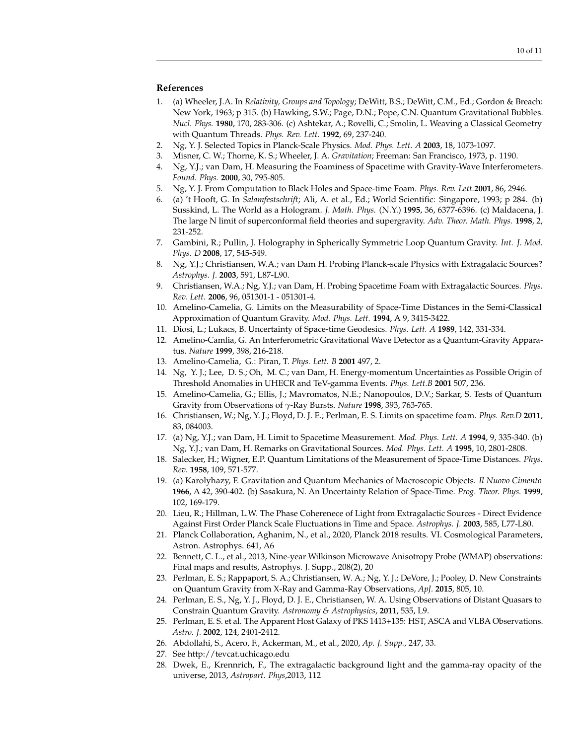## References

1. (a) Wheeler, J.A. In *Relativity, Groups and Topology*; DeWitt, B.S.; DeWitt, C.M., Ed.; Gordon & Breach: New York, 1963; p 315. (b) Hawking, S.W.; Page, D.N.; Pope, C.N. Quantum Gravitational Bubbles. *Nucl. Phys.* **1980**, 170, 283-306. (c) Ashtekar, A.; Rovelli, C.; Smolin, L. Weaving a Classical Geometry with Quantum Threads. *Phys. Rev. Lett.* **1992**, 69, 237-240.
2. Ng, Y. J. Selected Topics in Planck-Scale Physics. *Mod. Phys. Lett. A* **2003**, 18, 1073-1097.
3. Misner, C. W.; Thorne, K. S.; Wheeler, J. A. *Gravitation*; Freeman: San Francisco, 1973, p. 1190.
4. Ng, Y.J.; van Dam, H. Measuring the Foaminess of Spacetime with Gravity-Wave Interferometers. *Found. Phys.* **2000**, 30, 795-805.
5. Ng, Y. J. From Computation to Black Holes and Space-time Foam. *Phys. Rev. Lett.***2001**, 86, 2946.
6. (a) 't Hooft, G. In *Salamfestschrift*; Ali, A. et al., Ed.; World Scientific: Singapore, 1993; p 284. (b) Susskind, L. The World as a Hologram. *J. Math. Phys.* (N.Y.) **1995**, 36, 6377-6396. (c) Maldacena, J. The large N limit of superconformal field theories and supergravity. *Adv. Theor. Math. Phys.* **1998**, 2, 231-252.
7. Gambini, R.; Pullin, J. Holography in Spherically Symmetric Loop Quantum Gravity. *Int. J. Mod. Phys. D* **2008**, 17, 545-549.
8. Ng, Y.J.; Christiansen, W.A.; van Dam H. Probing Planck-scale Physics with Extragalacic Sources? *Astrophys. J.* **2003**, 591, L87-L90.
9. Christiansen, W.A.; Ng, Y.J.; van Dam, H. Probing Spacetime Foam with Extragalactic Sources. *Phys. Rev. Lett.* **2006**, 96, 051301-1 - 051301-4.
10. Amelino-Camelia, G. Limits on the Measurability of Space-Time Distances in the Semi-Classical Approximation of Quantum Gravity. *Mod. Phys. Lett.* **1994**, A 9, 3415-3422.
11. Diosi, L.; Lukacs, B. Uncertainty of Space-time Geodesics. *Phys. Lett. A* **1989**, 142, 331-334.
12. Amelino-Camlia, G. An Interferometric Gravitational Wave Detector as a Quantum-Gravity Apparatus. *Nature* **1999**, 398, 216-218.
13. Amelino-Camelia, G.: Piran, T. *Phys. Lett. B* **2001** 497, 2.
14. Ng, Y. J.; Lee, D. S.; Oh, M. C.; van Dam, H. Energy-momentum Uncertainties as Possible Origin of Threshold Anomalies in UHECR and TeV-gamma Events. *Phys. Lett.B* **2001** 507, 236.
15. Amelino-Camelia, G.; Ellis, J.; Mavromatos, N.E.; Nanopoulos, D.V.; Sarkar, S. Tests of Quantum Gravity from Observations of $\gamma$-Ray Bursts. *Nature* **1998**, 393, 763-765.
16. Christiansen, W.; Ng, Y. J.; Floyd, D. J. E.; Perlman, E. S. Limits on spacetime foam. *Phys. Rev.D* **2011**, 83, 084003.
17. (a) Ng, Y.J.; van Dam, H. Limit to Spacetime Measurement. *Mod. Phys. Lett. A* **1994**, 9, 335-340. (b) Ng, Y.J.; van Dam, H. Remarks on Gravitational Sources. *Mod. Phys. Lett. A* **1995**, 10, 2801-2808.
18. Salecker, H.; Wigner, E.P. Quantum Limitations of the Measurement of Space-Time Distances. *Phys. Rev.* **1958**, 109, 571-577.
19. (a) Karolyhazy, F. Gravitation and Quantum Mechanics of Macroscopic Objects. *Il Nuovo Cimento* **1966**, A 42, 390-402. (b) Sasakura, N. An Uncertainty Relation of Space-Time. *Prog. Theor. Phys.* **1999**, 102, 169-179.
20. Lieu, R.; Hillman, L.W. The Phase Coherenece of Light from Extragalactic Sources - Direct Evidence Against First Order Planck Scale Fluctuations in Time and Space. *Astrophys. J.* **2003**, 585, L77-L80.
21. Planck Collaboration, Aghanim, N., et al., 2020, Planck 2018 results. VI. Cosmological Parameters, Astron. Astrophys. 641, A6
22. Bennett, C. L., et al., 2013, Nine-year Wilkinson Microwave Anisotropy Probe (WMAP) observations: Final maps and results, Astrophys. J. Supp., 208(2), 20
23. Perlman, E. S.; Rappaport, S. A.; Christiansen, W. A.; Ng, Y. J.; DeVore, J.; Pooley, D. New Constraints on Quantum Gravity from X-Ray and Gamma-Ray Observations, *ApJ.* **2015**, 805, 10.
24. Perlman, E. S., Ng, Y. J., Floyd, D. J. E., Christiansen, W. A. Using Observations of Distant Quasars to Constrain Quantum Gravity. *Astronomy & Astrophysics*, **2011**, 535, L9.
25. Perlman, E. S. et al. The Apparent Host Galaxy of PKS 1413+135: HST, ASCA and VLBA Observations. *Astro. J.* **2002**, 124, 2401-2412.
26. Abdollahi, S., Acero, F., Ackerman, M., et al., 2020, *Ap. J. Supp.,* 247, 33.
27. See http://tevcat.uchicago.edu
28. Dwek, E., Krennrich, F., The extragalactic background light and the gamma-ray opacity of the universe, 2013, *Astropart. Phys*,2013, 112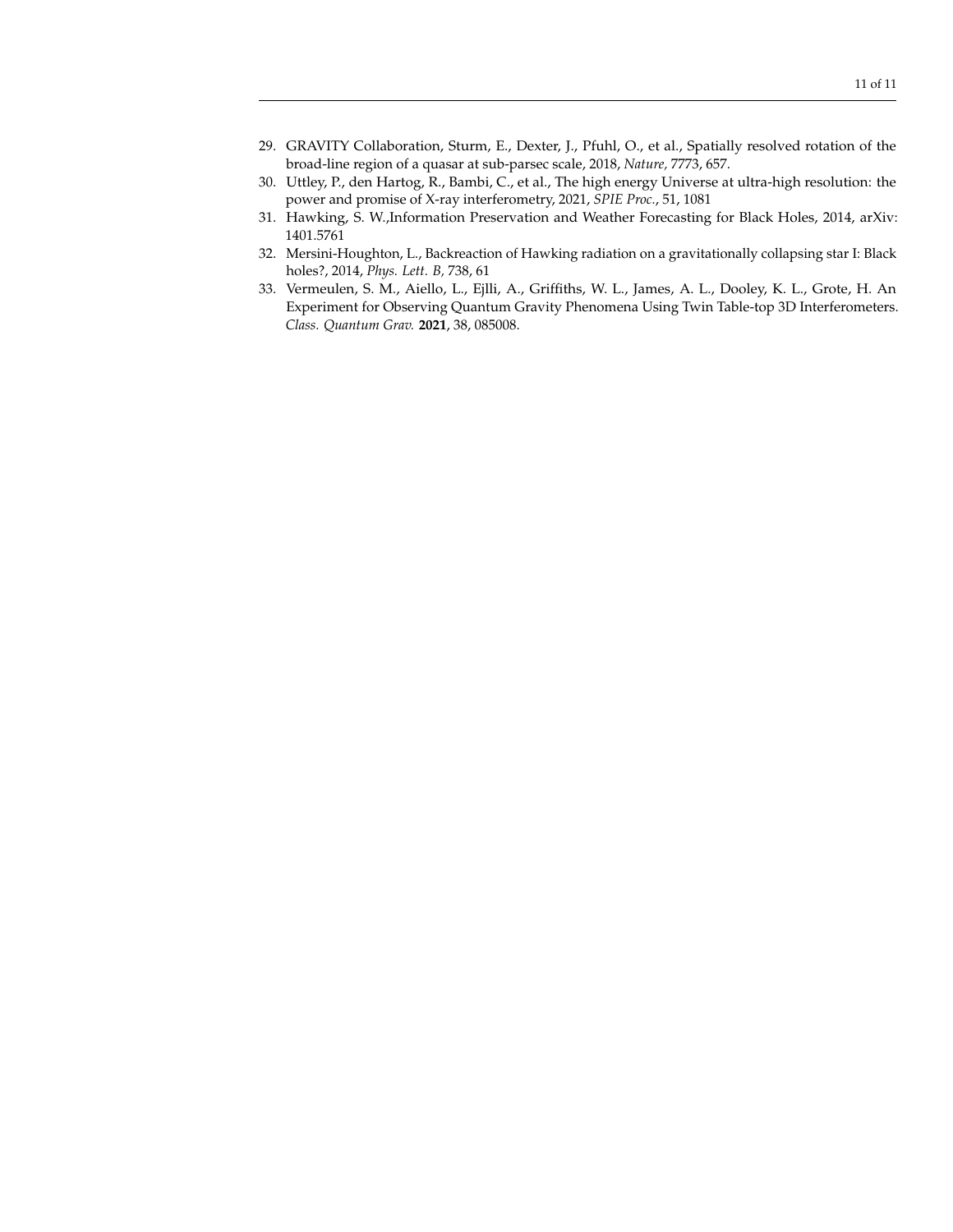29. GRAVITY Collaboration, Sturm, E., Dexter, J., Pfuhl, O., et al., Spatially resolved rotation of the broad-line region of a quasar at sub-parsec scale, 2018, *Nature,* 7773, 657.
30. Uttley, P., den Hartog, R., Bambi, C., et al., The high energy Universe at ultra-high resolution: the power and promise of X-ray interferometry, 2021, *SPIE Proc.*, 51, 1081
31. Hawking, S. W.,Information Preservation and Weather Forecasting for Black Holes, 2014, arXiv: 1401.5761
32. Mersini-Houghton, L., Backreaction of Hawking radiation on a gravitationally collapsing star I: Black holes?, 2014, *Phys. Lett. B,* 738, 61
33. Vermeulen, S. M., Aiello, L., Ejlli, A., Griffiths, W. L., James, A. L., Dooley, K. L., Grote, H. An Experiment for Observing Quantum Gravity Phenomena Using Twin Table-top 3D Interferometers. *Class. Quantum Grav.* **2021**, 38, 085008.